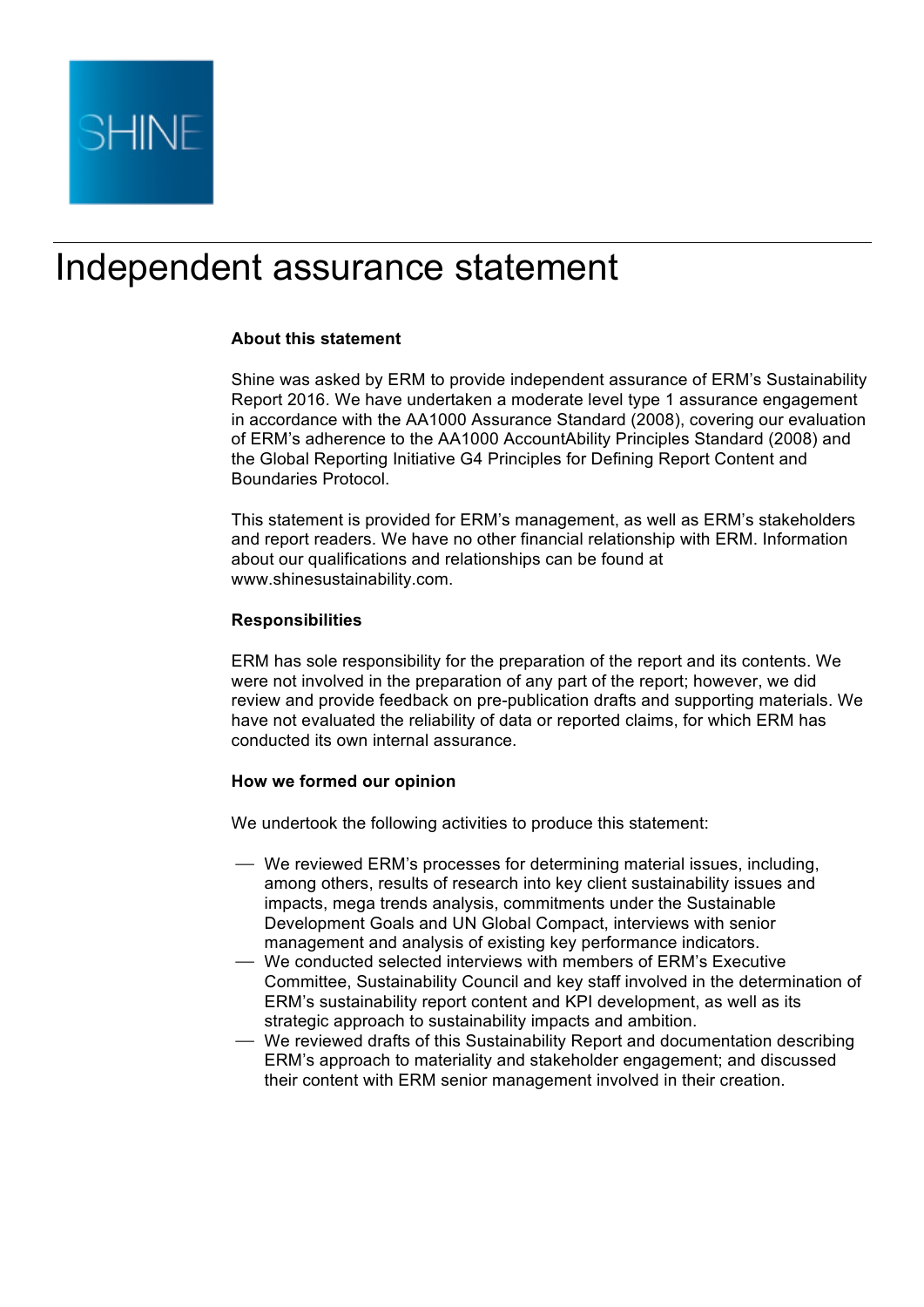SHINE

# Independent assurance statement

### About this statement

Shine was asked by ERM to provide independent assurance of ERM's Sustainability Report 2016. We have undertaken a moderate level type 1 assurance engagement in accordance with the AA1000 Assurance Standard (2008), covering our evaluation of ERM's adherence to the AA1000 AccountAbility Principles Standard (2008) and the Global Reporting Initiative G4 Principles for Defining Report Content and Boundaries Protocol.

This statement is provided for ERM's management, as well as ERM's stakeholders and report readers. We have no other financial relationship with ERM. Information about our qualifications and relationships can be found at www.shinesustainability.com.

### Responsibilities

ERM has sole responsibility for the preparation of the report and its contents. We were not involved in the preparation of any part of the report; however, we did review and provide feedback on pre-publication drafts and supporting materials. We have not evaluated the reliability of data or reported claims, for which ERM has conducted its own internal assurance.

### How we formed our opinion

We undertook the following activities to produce this statement:

- We reviewed ERM's processes for determining material issues, including, among others, results of research into key client sustainability issues and impacts, mega trends analysis, commitments under the Sustainable Development Goals and UN Global Compact, interviews with senior management and analysis of existing key performance indicators.
- We conducted selected interviews with members of ERM's Executive Committee, Sustainability Council and key staff involved in the determination of ERM's sustainability report content and KPI development, as well as its strategic approach to sustainability impacts and ambition.
- We reviewed drafts of this Sustainability Report and documentation describing ERM's approach to materiality and stakeholder engagement; and discussed their content with ERM senior management involved in their creation.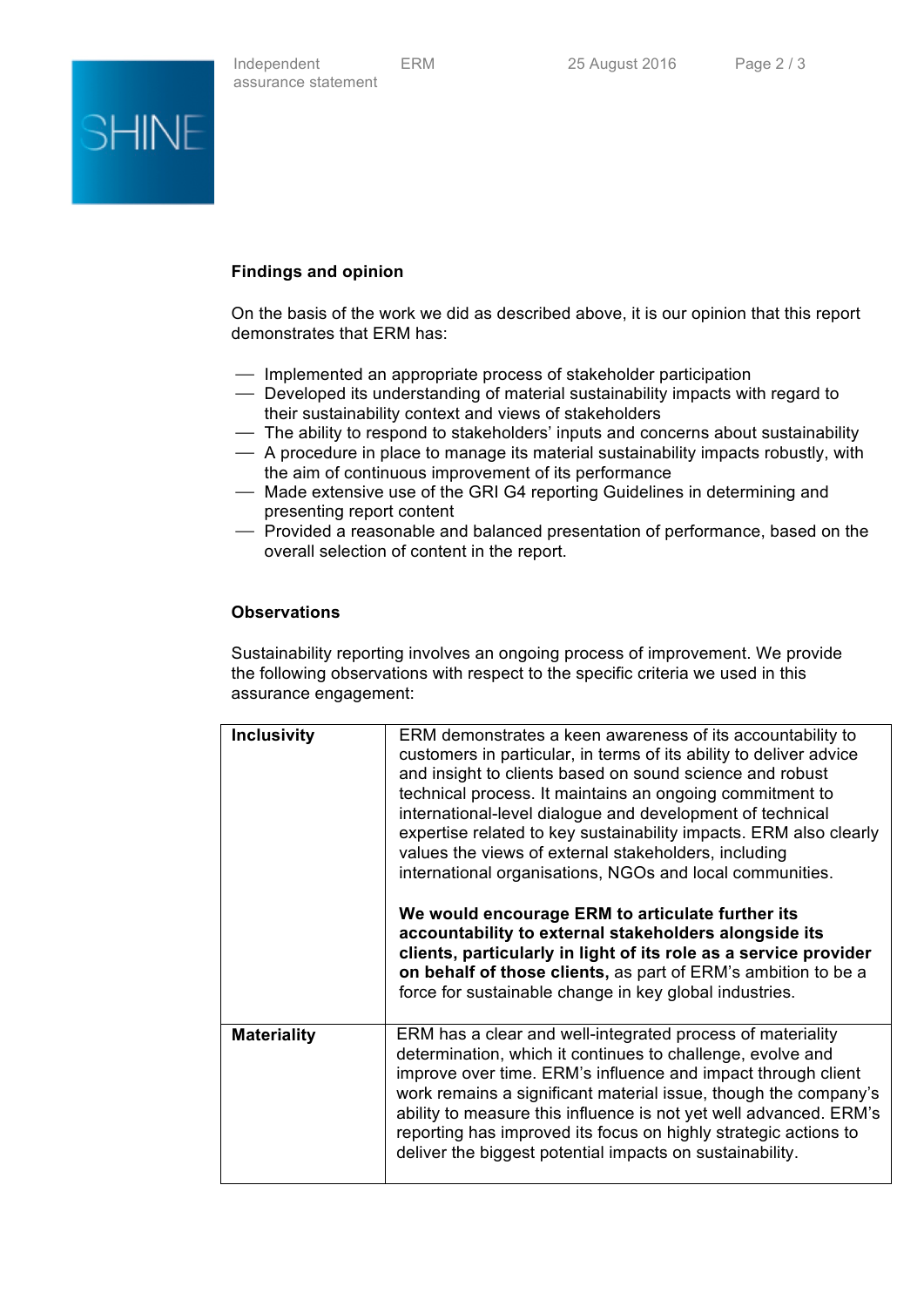## Findings and opinion

On the basis of the work we did as described above, it is our opinion that this report demonstrates that ERM has:

- Implemented an appropriate process of stakeholder participation
- Developed its understanding of material sustainability impacts with regard to their sustainability context and views of stakeholders
- The ability to respond to stakeholders' inputs and concerns about sustainability
- A procedure in place to manage its material sustainability impacts robustly, with the aim of continuous improvement of its performance
- Made extensive use of the GRI G4 reporting Guidelines in determining and presenting report content
- Provided a reasonable and balanced presentation of performance, based on the overall selection of content in the report.

## Observations

Sustainability reporting involves an ongoing process of improvement. We provide the following observations with respect to the specific criteria we used in this assurance engagement:

| | |
|---|---|
| **Inclusivity** | ERM demonstrates a keen awareness of its accountability to customers in particular, in terms of its ability to deliver advice and insight to clients based on sound science and robust technical process. It maintains an ongoing commitment to international-level dialogue and development of technical expertise related to key sustainability impacts. ERM also clearly values the views of external stakeholders, including international organisations, NGOs and local communities.<br><br>**We would encourage ERM to articulate further its accountability to external stakeholders alongside its clients, particularly in light of its role as a service provider on behalf of those clients,** as part of ERM's ambition to be a force for sustainable change in key global industries. |
| **Materiality** | ERM has a clear and well-integrated process of materiality determination, which it continues to challenge, evolve and improve over time. ERM's influence and impact through client work remains a significant material issue, though the company's ability to measure this influence is not yet well advanced. ERM's reporting has improved its focus on highly strategic actions to deliver the biggest potential impacts on sustainability. |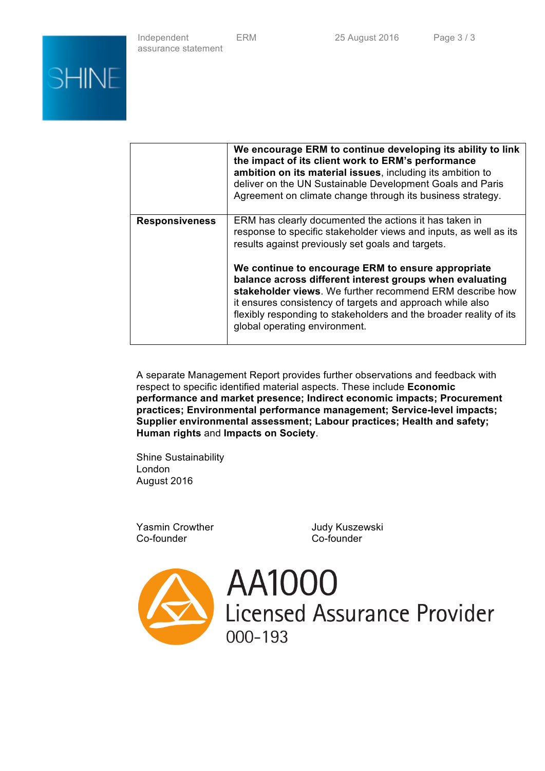| | |
|---|---|
| | **We encourage ERM to continue developing its ability to link the impact of its client work to ERM's performance ambition on its material issues**, including its ambition to deliver on the UN Sustainable Development Goals and Paris Agreement on climate change through its business strategy. |
| **Responsiveness** | ERM has clearly documented the actions it has taken in response to specific stakeholder views and inputs, as well as its results against previously set goals and targets.<br><br>**We continue to encourage ERM to ensure appropriate balance across different interest groups when evaluating stakeholder views**. We further recommend ERM describe how it ensures consistency of targets and approach while also flexibly responding to stakeholders and the broader reality of its global operating environment. |

A separate Management Report provides further observations and feedback with respect to specific identified material aspects. These include **Economic performance and market presence; Indirect economic impacts; Procurement practices; Environmental performance management; Service-level impacts; Supplier environmental assessment; Labour practices; Health and safety; Human rights** and **Impacts on Society**.

Shine Sustainability
London
August 2016

Yasmin Crowther
Co-founder

Judy Kuszewski
Co-founder

AA1000
Licensed Assurance Provider
000-193